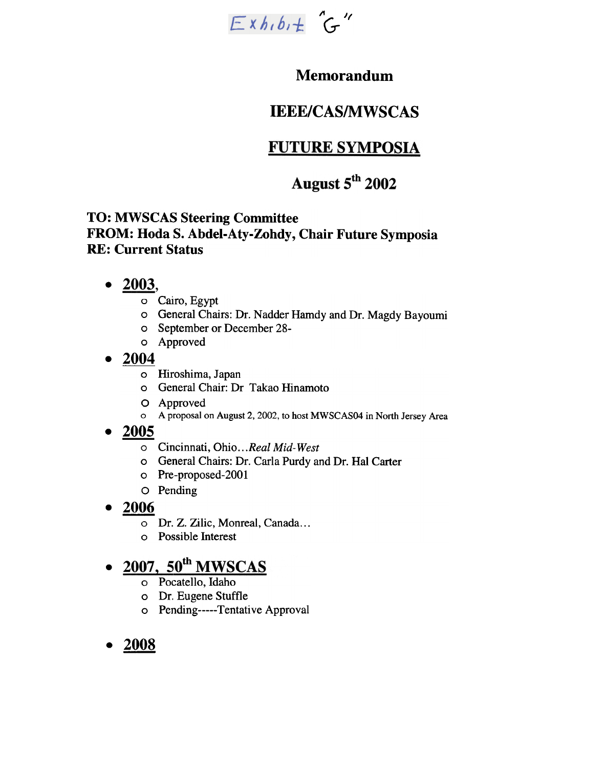Exhibit "G"

# Memorandum

# IEEE/CAS/MWSCAS

## FUTURE SYMPOSIA

## August 5th 2002

**TO: MWSCAS Steering Committee**
**FROM: Hoda S. Abdel-Aty-Zohdy, Chair Future Symposia**
**RE: Current Status**

- **2003,**
  - Cairo, Egypt
  - General Chairs: Dr. Nadder Hamdy and Dr. Magdy Bayoumi
  - September or December 28-
  - Approved
- **2004**
  - Hiroshima, Japan
  - General Chair: Dr Takao Hinamoto
  - Approved
  - A proposal on August 2, 2002, to host MWSCAS04 in North Jersey Area
- **2005**
  - Cincinnati, Ohio…*Real Mid-West*
  - General Chairs: Dr. Carla Purdy and Dr. Hal Carter
  - Pre-proposed-2001
  - Pending
- **2006**
  - Dr. Z. Zilic, Monreal, Canada…
  - Possible Interest
- **2007, 50th MWSCAS**
  - Pocatello, Idaho
  - Dr. Eugene Stuffle
  - Pending-----Tentative Approval
- **2008**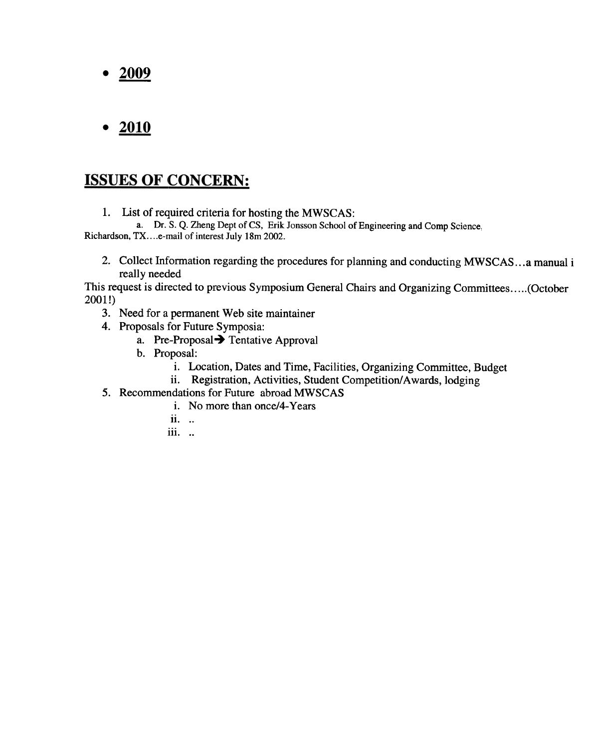- **2009**

- **2010**

## ISSUES OF CONCERN:

1. List of required criteria for hosting the MWSCAS:
   a. Dr. S. Q. Zheng Dept of CS, Erik Jonsson School of Engineering and Comp Science, Richardson, TX….e-mail of interest July 18m 2002.

2. Collect Information regarding the procedures for planning and conducting MWSCAS…a manual i really needed

This request is directed to previous Symposium General Chairs and Organizing Committees…..(October 2001!)

3. Need for a permanent Web site maintainer
4. Proposals for Future Symposia:
   a. Pre-Proposal➔ Tentative Approval
   b. Proposal:
      i. Location, Dates and Time, Facilities, Organizing Committee, Budget
      ii. Registration, Activities, Student Competition/Awards, lodging
5. Recommendations for Future abroad MWSCAS
   i. No more than once/4-Years
   ii. ..
   iii. ..